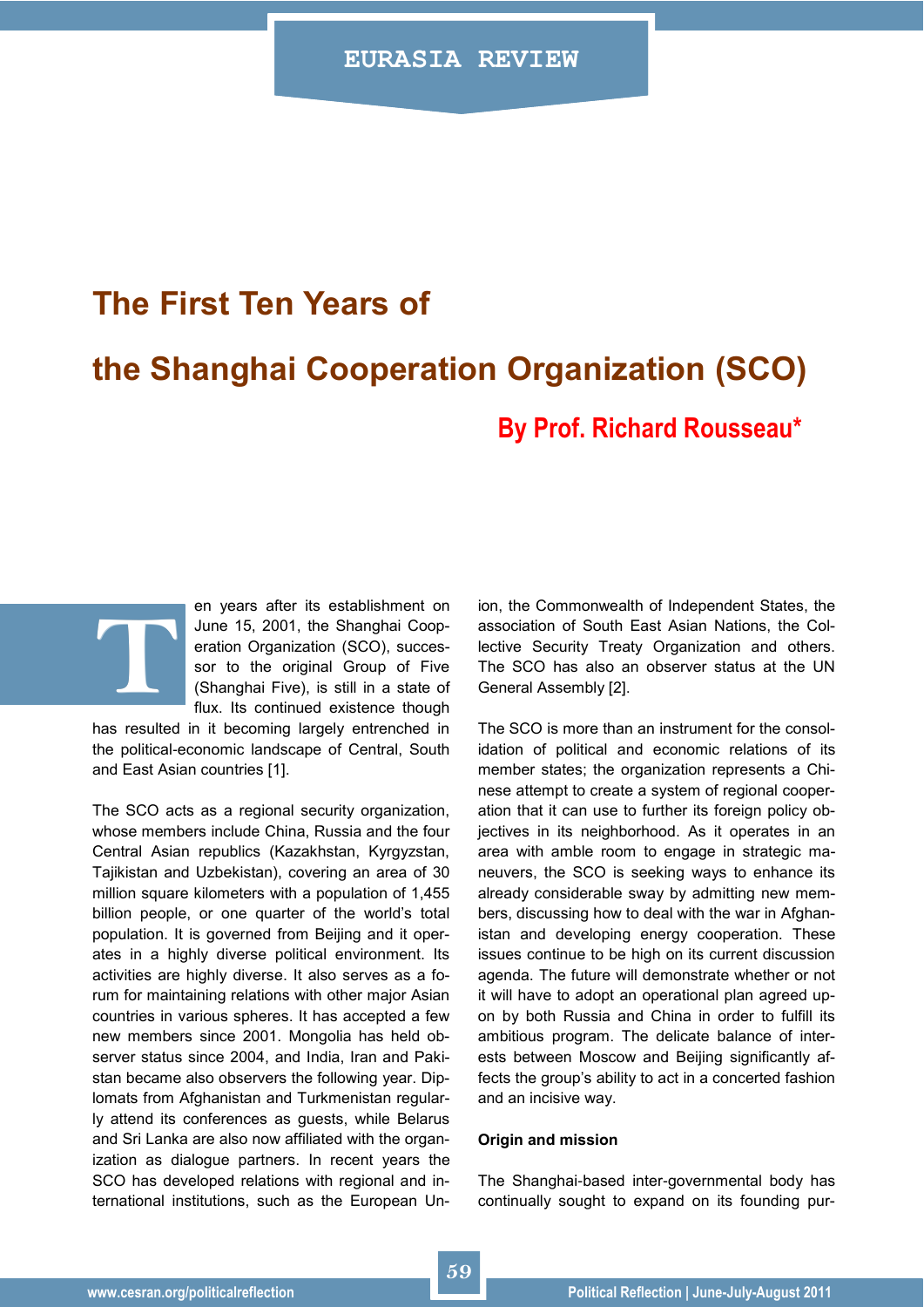# The First Ten Years of the Shanghai Cooperation Organization (SCO)

## By Prof. Richard Rousseau*

Ten years after its establishment on June 15, 2001, the Shanghai Cooperation Organization (SCO), successor to the original Group of Five (Shanghai Five), is still in a state of flux. Its continued existence though has resulted in it becoming largely entrenched in the political-economic landscape of Central, South and East Asian countries [1].

The SCO acts as a regional security organization, whose members include China, Russia and the four Central Asian republics (Kazakhstan, Kyrgyzstan, Tajikistan and Uzbekistan), covering an area of 30 million square kilometers with a population of 1,455 billion people, or one quarter of the world's total population. It is governed from Beijing and it operates in a highly diverse political environment. Its activities are highly diverse. It also serves as a forum for maintaining relations with other major Asian countries in various spheres. It has accepted a few new members since 2001. Mongolia has held observer status since 2004, and India, Iran and Pakistan became also observers the following year. Diplomats from Afghanistan and Turkmenistan regularly attend its conferences as guests, while Belarus and Sri Lanka are also now affiliated with the organization as dialogue partners. In recent years the SCO has developed relations with regional and international institutions, such as the European Union, the Commonwealth of Independent States, the association of South East Asian Nations, the Collective Security Treaty Organization and others. The SCO has also an observer status at the UN General Assembly [2].

The SCO is more than an instrument for the consolidation of political and economic relations of its member states; the organization represents a Chinese attempt to create a system of regional cooperation that it can use to further its foreign policy objectives in its neighborhood. As it operates in an area with amble room to engage in strategic maneuvers, the SCO is seeking ways to enhance its already considerable sway by admitting new members, discussing how to deal with the war in Afghanistan and developing energy cooperation. These issues continue to be high on its current discussion agenda. The future will demonstrate whether or not it will have to adopt an operational plan agreed upon by both Russia and China in order to fulfill its ambitious program. The delicate balance of interests between Moscow and Beijing significantly affects the group's ability to act in a concerted fashion and an incisive way.

**Origin and mission**

The Shanghai-based inter-governmental body has continually sought to expand on its founding pur-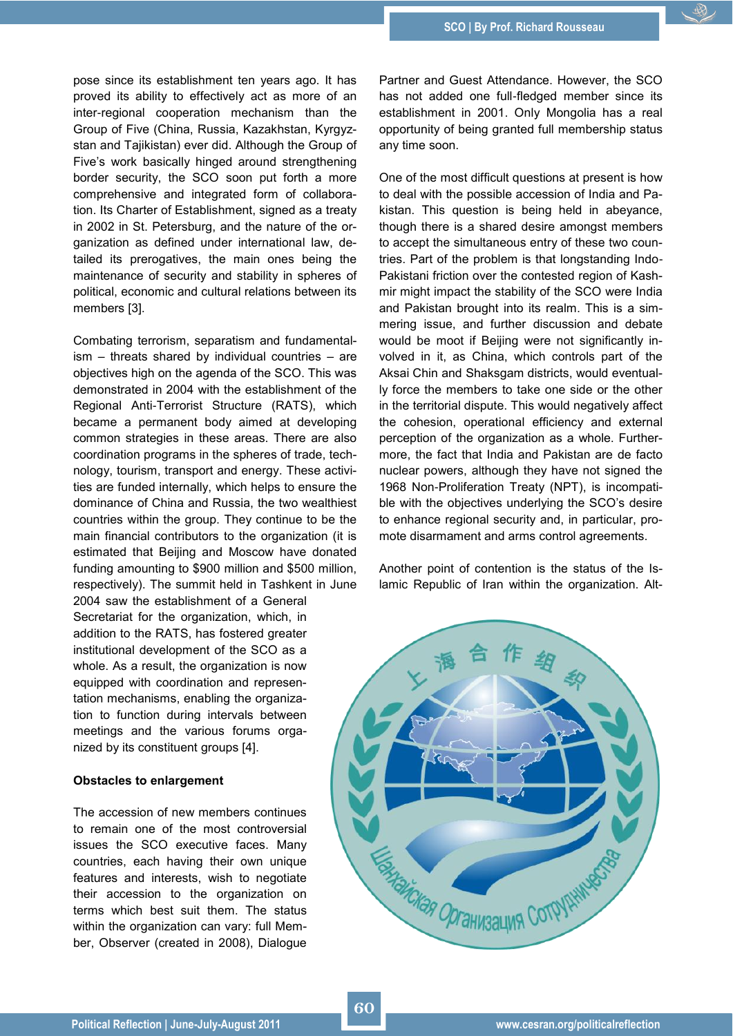pose since its establishment ten years ago. It has proved its ability to effectively act as more of an inter-regional cooperation mechanism than the Group of Five (China, Russia, Kazakhstan, Kyrgyzstan and Tajikistan) ever did. Although the Group of Five's work basically hinged around strengthening border security, the SCO soon put forth a more comprehensive and integrated form of collaboration. Its Charter of Establishment, signed as a treaty in 2002 in St. Petersburg, and the nature of the organization as defined under international law, detailed its prerogatives, the main ones being the maintenance of security and stability in spheres of political, economic and cultural relations between its members [3].

Combating terrorism, separatism and fundamentalism – threats shared by individual countries – are objectives high on the agenda of the SCO. This was demonstrated in 2004 with the establishment of the Regional Anti-Terrorist Structure (RATS), which became a permanent body aimed at developing common strategies in these areas. There are also coordination programs in the spheres of trade, technology, tourism, transport and energy. These activities are funded internally, which helps to ensure the dominance of China and Russia, the two wealthiest countries within the group. They continue to be the main financial contributors to the organization (it is estimated that Beijing and Moscow have donated funding amounting to $900 million and $500 million, respectively). The summit held in Tashkent in June 2004 saw the establishment of a General Secretariat for the organization, which, in addition to the RATS, has fostered greater institutional development of the SCO as a whole. As a result, the organization is now equipped with coordination and representation mechanisms, enabling the organization to function during intervals between meetings and the various forums organized by its constituent groups [4].

**Obstacles to enlargement**

The accession of new members continues to remain one of the most controversial issues the SCO executive faces. Many countries, each having their own unique features and interests, wish to negotiate their accession to the organization on terms which best suit them. The status within the organization can vary: full Member, Observer (created in 2008), Dialogue Partner and Guest Attendance. However, the SCO has not added one full-fledged member since its establishment in 2001. Only Mongolia has a real opportunity of being granted full membership status any time soon.

One of the most difficult questions at present is how to deal with the possible accession of India and Pakistan. This question is being held in abeyance, though there is a shared desire amongst members to accept the simultaneous entry of these two countries. Part of the problem is that longstanding Indo-Pakistani friction over the contested region of Kashmir might impact the stability of the SCO were India and Pakistan brought into its realm. This is a simmering issue, and further discussion and debate would be moot if Beijing were not significantly involved in it, as China, which controls part of the Aksai Chin and Shaksgam districts, would eventually force the members to take one side or the other in the territorial dispute. This would negatively affect the cohesion, operational efficiency and external perception of the organization as a whole. Furthermore, the fact that India and Pakistan are de facto nuclear powers, although they have not signed the 1968 Non-Proliferation Treaty (NPT), is incompatible with the objectives underlying the SCO's desire to enhance regional security and, in particular, promote disarmament and arms control agreements.

Another point of contention is the status of the Islamic Republic of Iran within the organization. Alt-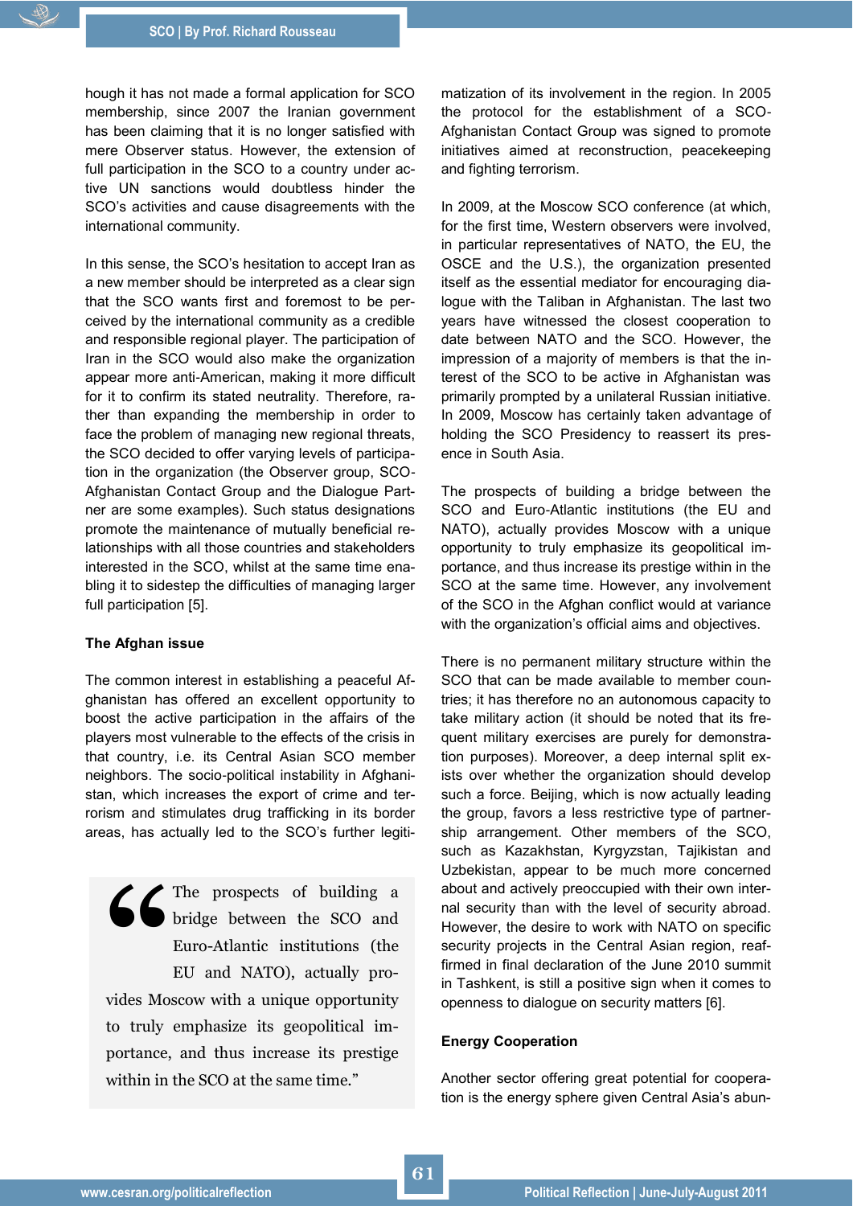hough it has not made a formal application for SCO membership, since 2007 the Iranian government has been claiming that it is no longer satisfied with mere Observer status. However, the extension of full participation in the SCO to a country under active UN sanctions would doubtless hinder the SCO's activities and cause disagreements with the international community.

In this sense, the SCO's hesitation to accept Iran as a new member should be interpreted as a clear sign that the SCO wants first and foremost to be perceived by the international community as a credible and responsible regional player. The participation of Iran in the SCO would also make the organization appear more anti-American, making it more difficult for it to confirm its stated neutrality. Therefore, rather than expanding the membership in order to face the problem of managing new regional threats, the SCO decided to offer varying levels of participation in the organization (the Observer group, SCO-Afghanistan Contact Group and the Dialogue Partner are some examples). Such status designations promote the maintenance of mutually beneficial relationships with all those countries and stakeholders interested in the SCO, whilst at the same time enabling it to sidestep the difficulties of managing larger full participation [5].

### The Afghan issue

The common interest in establishing a peaceful Afghanistan has offered an excellent opportunity to boost the active participation in the affairs of the players most vulnerable to the effects of the crisis in that country, i.e. its Central Asian SCO member neighbors. The socio-political instability in Afghanistan, which increases the export of crime and terrorism and stimulates drug trafficking in its border areas, has actually led to the SCO's further legitimatization of its involvement in the region. In 2005 the protocol for the establishment of a SCO-Afghanistan Contact Group was signed to promote initiatives aimed at reconstruction, peacekeeping and fighting terrorism.

> "The prospects of building a bridge between the SCO and Euro-Atlantic institutions (the EU and NATO), actually provides Moscow with a unique opportunity to truly emphasize its geopolitical importance, and thus increase its prestige within in the SCO at the same time."

In 2009, at the Moscow SCO conference (at which, for the first time, Western observers were involved, in particular representatives of NATO, the EU, the OSCE and the U.S.), the organization presented itself as the essential mediator for encouraging dialogue with the Taliban in Afghanistan. The last two years have witnessed the closest cooperation to date between NATO and the SCO. However, the impression of a majority of members is that the interest of the SCO to be active in Afghanistan was primarily prompted by a unilateral Russian initiative. In 2009, Moscow has certainly taken advantage of holding the SCO Presidency to reassert its presence in South Asia.

The prospects of building a bridge between the SCO and Euro-Atlantic institutions (the EU and NATO), actually provides Moscow with a unique opportunity to truly emphasize its geopolitical importance, and thus increase its prestige within the SCO at the same time. However, any involvement of the SCO in the Afghan conflict would at variance with the organization's official aims and objectives.

There is no permanent military structure within the SCO that can be made available to member countries; it has therefore no an autonomous capacity to take military action (it should be noted that its frequent military exercises are purely for demonstration purposes). Moreover, a deep internal split exists over whether the organization should develop such a force. Beijing, which is now actually leading the group, favors a less restrictive type of partnership arrangement. Other members of the SCO, such as Kazakhstan, Kyrgyzstan, Tajikistan and Uzbekistan, appear to be much more concerned about and actively preoccupied with their own internal security than with the level of security abroad. However, the desire to work with NATO on specific security projects in the Central Asian region, reaffirmed in final declaration of the June 2010 summit in Tashkent, is still a positive sign when it comes to openness to dialogue on security matters [6].

### Energy Cooperation

Another sector offering great potential for cooperation is the energy sphere given Central Asia's abun-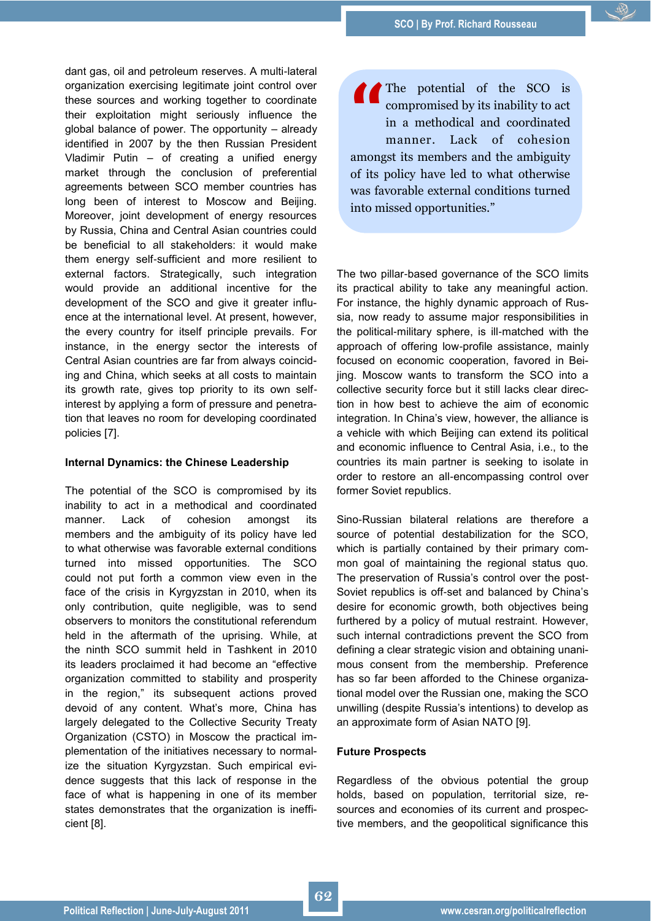dant gas, oil and petroleum reserves. A multi-lateral organization exercising legitimate joint control over these sources and working together to coordinate their exploitation might seriously influence the global balance of power. The opportunity – already identified in 2007 by the then Russian President Vladimir Putin – of creating a unified energy market through the conclusion of preferential agreements between SCO member countries has long been of interest to Moscow and Beijing. Moreover, joint development of energy resources by Russia, China and Central Asian countries could be beneficial to all stakeholders: it would make them energy self-sufficient and more resilient to external factors. Strategically, such integration would provide an additional incentive for the development of the SCO and give it greater influence at the international level. At present, however, the every country for itself principle prevails. For instance, in the energy sector the interests of Central Asian countries are far from always coinciding and China, which seeks at all costs to maintain its growth rate, gives top priority to its own self-interest by applying a form of pressure and penetration that leaves no room for developing coordinated policies [7].

### Internal Dynamics: the Chinese Leadership

The potential of the SCO is compromised by its inability to act in a methodical and coordinated manner. Lack of cohesion amongst its members and the ambiguity of its policy have led to what otherwise was favorable external conditions turned into missed opportunities. The SCO could not put forth a common view even in the face of the crisis in Kyrgyzstan in 2010, when its only contribution, quite negligible, was to send observers to monitors the constitutional referendum held in the aftermath of the uprising. While, at the ninth SCO summit held in Tashkent in 2010 its leaders proclaimed it had become an "effective organization committed to stability and prosperity in the region," its subsequent actions proved devoid of any content. What's more, China has largely delegated to the Collective Security Treaty Organization (CSTO) in Moscow the practical implementation of the initiatives necessary to normalize the situation Kyrgyzstan. Such empirical evidence suggests that this lack of response in the face of what is happening in one of its member states demonstrates that the organization is inefficient [8].

> "The potential of the SCO is compromised by its inability to act in a methodical and coordinated manner. Lack of cohesion amongst its members and the ambiguity of its policy have led to what otherwise was favorable external conditions turned into missed opportunities."

The two pillar-based governance of the SCO limits its practical ability to take any meaningful action. For instance, the highly dynamic approach of Russia, now ready to assume major responsibilities in the political-military sphere, is ill-matched with the approach of offering low-profile assistance, mainly focused on economic cooperation, favored in Beijing. Moscow wants to transform the SCO into a collective security force but it still lacks clear direction in how best to achieve the aim of economic integration. In China's view, however, the alliance is a vehicle with which Beijing can extend its political and economic influence to Central Asia, i.e., to the countries its main partner is seeking to isolate in order to restore an all-encompassing control over former Soviet republics.

Sino-Russian bilateral relations are therefore a source of potential destabilization for the SCO, which is partially contained by their primary common goal of maintaining the regional status quo. The preservation of Russia's control over the post-Soviet republics is off-set and balanced by China's desire for economic growth, both objectives being furthered by a policy of mutual restraint. However, such internal contradictions prevent the SCO from defining a clear strategic vision and obtaining unanimous consent from the membership. Preference has so far been afforded to the Chinese organizational model over the Russian one, making the SCO unwilling (despite Russia's intentions) to develop as an approximate form of Asian NATO [9].

### Future Prospects

Regardless of the obvious potential the group holds, based on population, territorial size, resources and economies of its current and prospective members, and the geopolitical significance this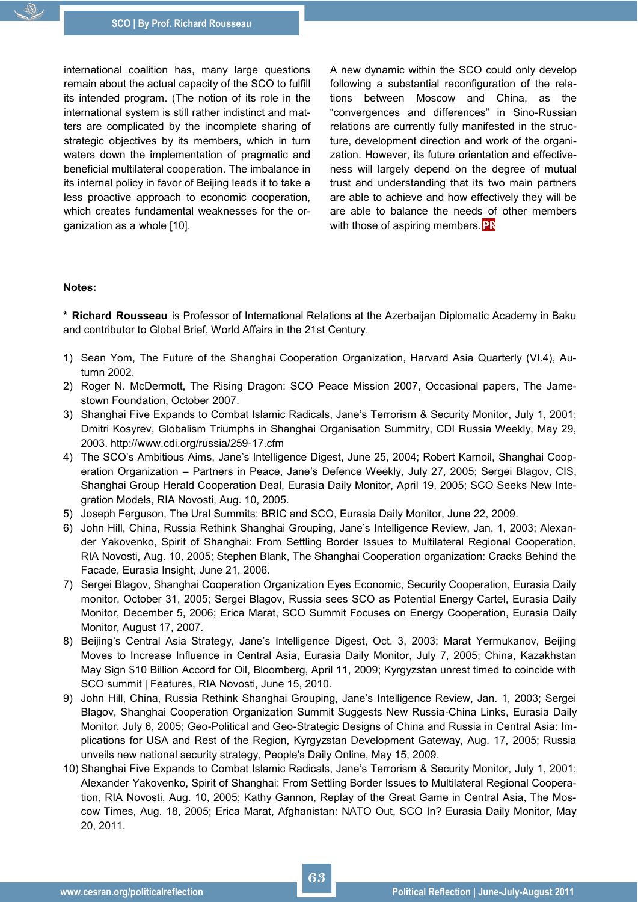international coalition has, many large questions remain about the actual capacity of the SCO to fulfill its intended program. (The notion of its role in the international system is still rather indistinct and matters are complicated by the incomplete sharing of strategic objectives by its members, which in turn waters down the implementation of pragmatic and beneficial multilateral cooperation. The imbalance in its internal policy in favor of Beijing leads it to take a less proactive approach to economic cooperation, which creates fundamental weaknesses for the organization as a whole [10].

A new dynamic within the SCO could only develop following a substantial reconfiguration of the relations between Moscow and China, as the "convergences and differences" in Sino-Russian relations are currently fully manifested in the structure, development direction and work of the organization. However, its future orientation and effectiveness will largely depend on the degree of mutual trust and understanding that its two main partners are able to achieve and how effectively they will be are able to balance the needs of other members with those of aspiring members. PR

**Notes:**

**\* Richard Rousseau** is Professor of International Relations at the Azerbaijan Diplomatic Academy in Baku and contributor to Global Brief, World Affairs in the 21st Century.

1) Sean Yom, The Future of the Shanghai Cooperation Organization, Harvard Asia Quarterly (VI.4), Autumn 2002.
2) Roger N. McDermott, The Rising Dragon: SCO Peace Mission 2007, Occasional papers, The Jamestown Foundation, October 2007.
3) Shanghai Five Expands to Combat Islamic Radicals, Jane's Terrorism & Security Monitor, July 1, 2001; Dmitri Kosyrev, Globalism Triumphs in Shanghai Organisation Summitry, CDI Russia Weekly, May 29, 2003. http://www.cdi.org/russia/259-17.cfm
4) The SCO's Ambitious Aims, Jane's Intelligence Digest, June 25, 2004; Robert Karnoil, Shanghai Cooperation Organization – Partners in Peace, Jane's Defence Weekly, July 27, 2005; Sergei Blagov, CIS, Shanghai Group Herald Cooperation Deal, Eurasia Daily Monitor, April 19, 2005; SCO Seeks New Integration Models, RIA Novosti, Aug. 10, 2005.
5) Joseph Ferguson, The Ural Summits: BRIC and SCO, Eurasia Daily Monitor, June 22, 2009.
6) John Hill, China, Russia Rethink Shanghai Grouping, Jane's Intelligence Review, Jan. 1, 2003; Alexander Yakovenko, Spirit of Shanghai: From Settling Border Issues to Multilateral Regional Cooperation, RIA Novosti, Aug. 10, 2005; Stephen Blank, The Shanghai Cooperation organization: Cracks Behind the Facade, Eurasia Insight, June 21, 2006.
7) Sergei Blagov, Shanghai Cooperation Organization Eyes Economic, Security Cooperation, Eurasia Daily monitor, October 31, 2005; Sergei Blagov, Russia sees SCO as Potential Energy Cartel, Eurasia Daily Monitor, December 5, 2006; Erica Marat, SCO Summit Focuses on Energy Cooperation, Eurasia Daily Monitor, August 17, 2007.
8) Beijing's Central Asia Strategy, Jane's Intelligence Digest, Oct. 3, 2003; Marat Yermukanov, Beijing Moves to Increase Influence in Central Asia, Eurasia Daily Monitor, July 7, 2005; China, Kazakhstan May Sign $10 Billion Accord for Oil, Bloomberg, April 11, 2009; Kyrgyzstan unrest timed to coincide with SCO summit | Features, RIA Novosti, June 15, 2010.
9) John Hill, China, Russia Rethink Shanghai Grouping, Jane's Intelligence Review, Jan. 1, 2003; Sergei Blagov, Shanghai Cooperation Organization Summit Suggests New Russia-China Links, Eurasia Daily Monitor, July 6, 2005; Geo-Political and Geo-Strategic Designs of China and Russia in Central Asia: Implications for USA and Rest of the Region, Kyrgyzstan Development Gateway, Aug. 17, 2005; Russia unveils new national security strategy, People's Daily Online, May 15, 2009.
10) Shanghai Five Expands to Combat Islamic Radicals, Jane's Terrorism & Security Monitor, July 1, 2001; Alexander Yakovenko, Spirit of Shanghai: From Settling Border Issues to Multilateral Regional Cooperation, RIA Novosti, Aug. 10, 2005; Kathy Gannon, Replay of the Great Game in Central Asia, The Moscow Times, Aug. 18, 2005; Erica Marat, Afghanistan: NATO Out, SCO In? Eurasia Daily Monitor, May 20, 2011.